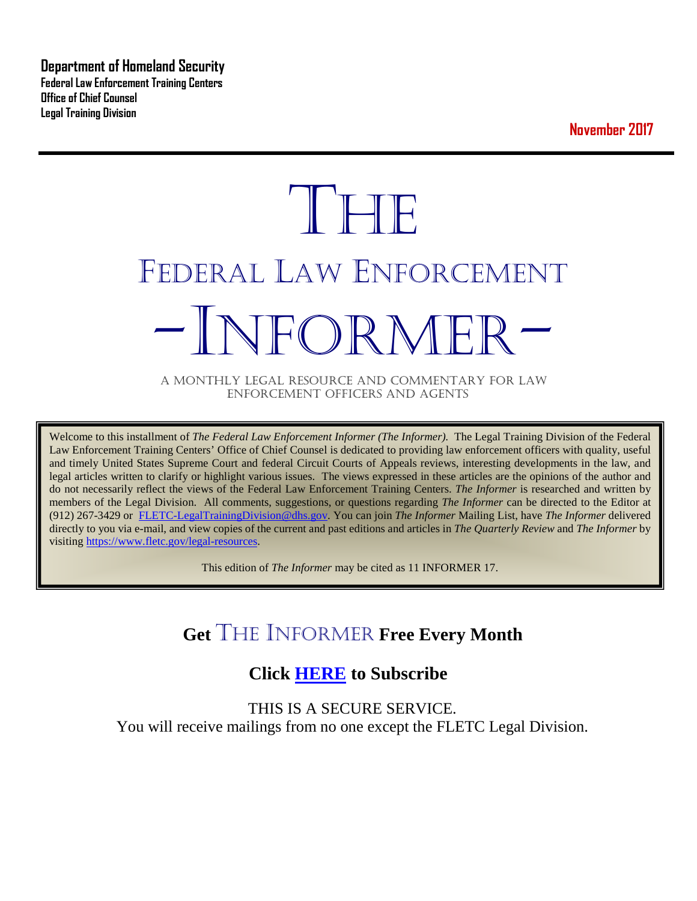**Department of Homeland Security**
**Federal Law Enforcement Training Centers**
**Office of Chief Counsel**
**Legal Training Division**

**November 2017**

# THE
# FEDERAL LAW ENFORCEMENT
# -INFORMER-

A MONTHLY LEGAL RESOURCE AND COMMENTARY FOR LAW ENFORCEMENT OFFICERS AND AGENTS

Welcome to this installment of *The Federal Law Enforcement Informer (The Informer).* The Legal Training Division of the Federal Law Enforcement Training Centers' Office of Chief Counsel is dedicated to providing law enforcement officers with quality, useful and timely United States Supreme Court and federal Circuit Courts of Appeals reviews, interesting developments in the law, and legal articles written to clarify or highlight various issues. The views expressed in these articles are the opinions of the author and do not necessarily reflect the views of the Federal Law Enforcement Training Centers. *The Informer* is researched and written by members of the Legal Division. All comments, suggestions, or questions regarding *The Informer* can be directed to the Editor at (912) 267-3429 or FLETC-LegalTrainingDivision@dhs.gov. You can join *The Informer* Mailing List, have *The Informer* delivered directly to you via e-mail, and view copies of the current and past editions and articles in *The Quarterly Review* and *The Informer* by visiting https://www.fletc.gov/legal-resources.

This edition of *The Informer* may be cited as 11 INFORMER 17.

## Get THE INFORMER Free Every Month

## Click HERE to Subscribe

THIS IS A SECURE SERVICE.
You will receive mailings from no one except the FLETC Legal Division.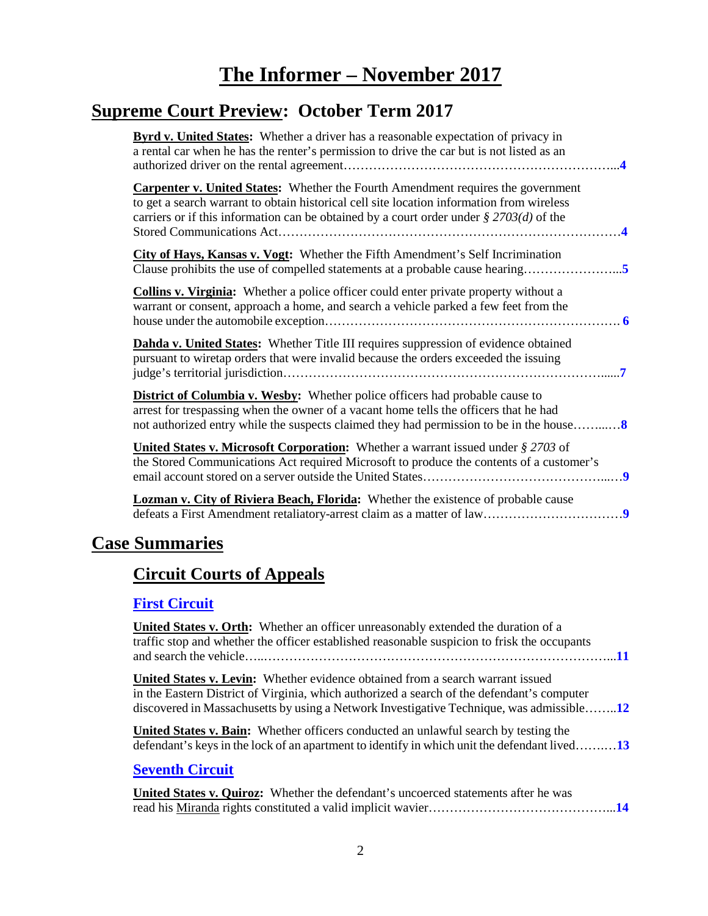# The Informer – November 2017

## Supreme Court Preview: October Term 2017

**Byrd v. United States:** Whether a driver has a reasonable expectation of privacy in a rental car when he has the renter's permission to drive the car but is not listed as an authorized driver on the rental agreement……………………………………………………...**4**

**Carpenter v. United States:** Whether the Fourth Amendment requires the government to get a search warrant to obtain historical cell site location information from wireless carriers or if this information can be obtained by a court order under *§ 2703(d)* of the Stored Communications Act……………………………………………………………………**4**

**City of Hays, Kansas v. Vogt:** Whether the Fifth Amendment's Self Incrimination Clause prohibits the use of compelled statements at a probable cause hearing…………………....**5**

**Collins v. Virginia:** Whether a police officer could enter private property without a warrant or consent, approach a home, and search a vehicle parked a few feet from the house under the automobile exception…………………………………………………………… **6**

**Dahda v. United States:** Whether Title III requires suppression of evidence obtained pursuant to wiretap orders that were invalid because the orders exceeded the issuing judge's territorial jurisdiction…………………………………………………………………......**7**

**District of Columbia v. Wesby:** Whether police officers had probable cause to arrest for trespassing when the owner of a vacant home tells the officers that he had not authorized entry while the suspects claimed they had permission to be in the house……...…**8**

**United States v. Microsoft Corporation:** Whether a warrant issued under *§ 2703* of the Stored Communications Act required Microsoft to produce the contents of a customer's email account stored on a server outside the United States……………………………………...…**9**

**Lozman v. City of Riviera Beach, Florida:** Whether the existence of probable cause defeats a First Amendment retaliatory-arrest claim as a matter of law……………………………**9**

## Case Summaries

### Circuit Courts of Appeals

#### First Circuit

**United States v. Orth:** Whether an officer unreasonably extended the duration of a traffic stop and whether the officer established reasonable suspicion to frisk the occupants and search the vehicle…..……………………………………………………………………...**11**

**United States v. Levin:** Whether evidence obtained from a search warrant issued in the Eastern District of Virginia, which authorized a search of the defendant's computer discovered in Massachusetts by using a Network Investigative Technique, was admissible……..**12**

**United States v. Bain:** Whether officers conducted an unlawful search by testing the defendant's keys in the lock of an apartment to identify in which unit the defendant lived……..…**13**

#### Seventh Circuit

**United States v. Quiroz:** Whether the defendant's uncoerced statements after he was read his Miranda rights constituted a valid implicit wavier……………………………………...**14**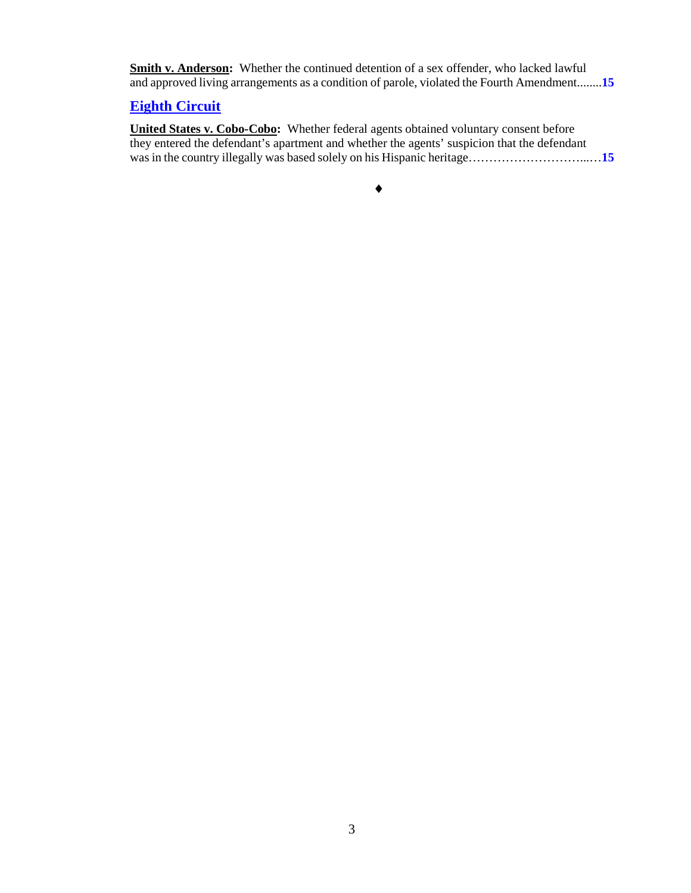**Smith v. Anderson:** Whether the continued detention of a sex offender, who lacked lawful and approved living arrangements as a condition of parole, violated the Fourth Amendment........**15**

## Eighth Circuit

**United States v. Cobo-Cobo:** Whether federal agents obtained voluntary consent before they entered the defendant's apartment and whether the agents' suspicion that the defendant was in the country illegally was based solely on his Hispanic heritage…………………………...…**15**

♦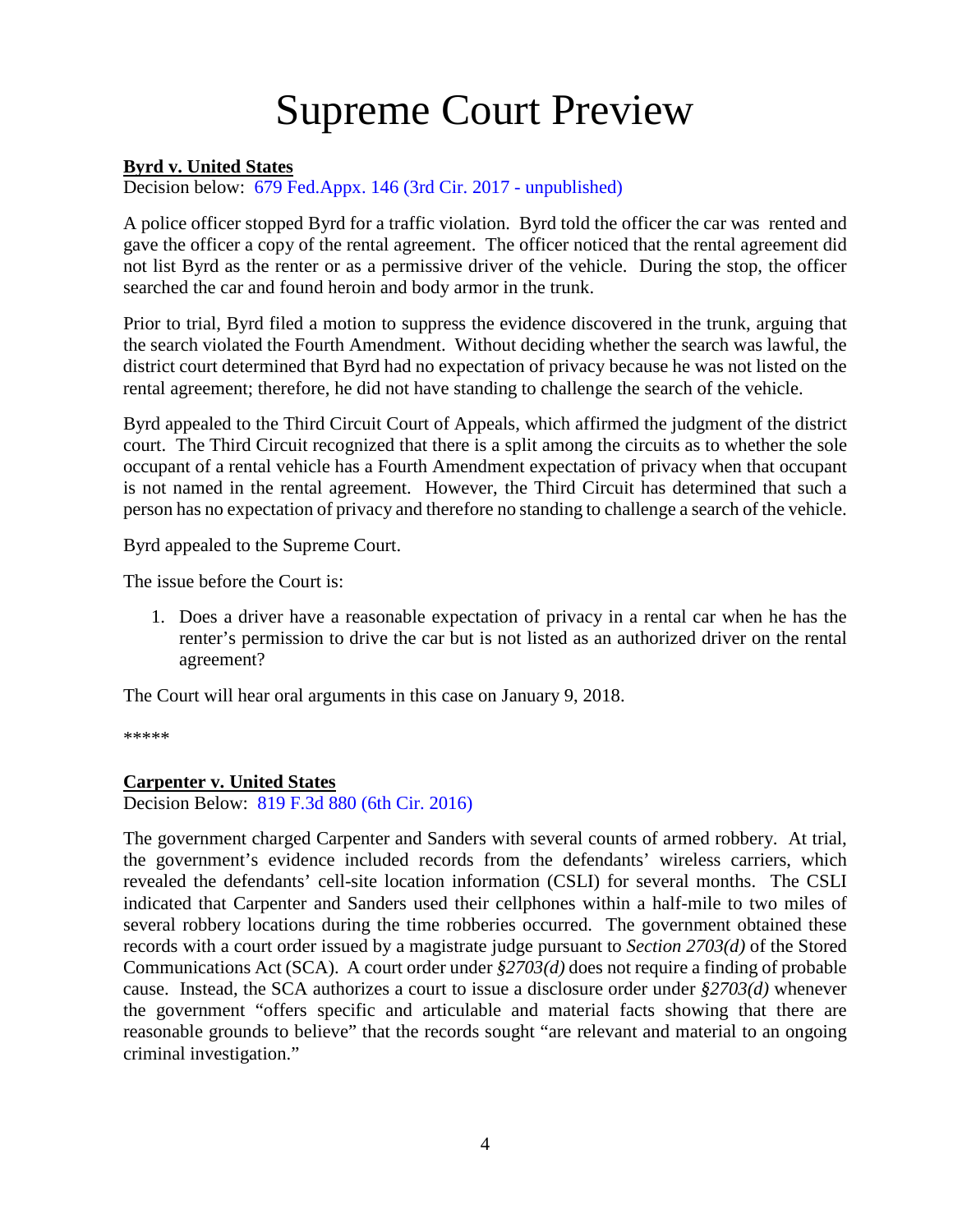# Supreme Court Preview

**Byrd v. United States**

Decision below: 679 Fed.Appx. 146 (3rd Cir. 2017 - unpublished)

A police officer stopped Byrd for a traffic violation. Byrd told the officer the car was rented and gave the officer a copy of the rental agreement. The officer noticed that the rental agreement did not list Byrd as the renter or as a permissive driver of the vehicle. During the stop, the officer searched the car and found heroin and body armor in the trunk.

Prior to trial, Byrd filed a motion to suppress the evidence discovered in the trunk, arguing that the search violated the Fourth Amendment. Without deciding whether the search was lawful, the district court determined that Byrd had no expectation of privacy because he was not listed on the rental agreement; therefore, he did not have standing to challenge the search of the vehicle.

Byrd appealed to the Third Circuit Court of Appeals, which affirmed the judgment of the district court. The Third Circuit recognized that there is a split among the circuits as to whether the sole occupant of a rental vehicle has a Fourth Amendment expectation of privacy when that occupant is not named in the rental agreement. However, the Third Circuit has determined that such a person has no expectation of privacy and therefore no standing to challenge a search of the vehicle.

Byrd appealed to the Supreme Court.

The issue before the Court is:

1. Does a driver have a reasonable expectation of privacy in a rental car when he has the renter's permission to drive the car but is not listed as an authorized driver on the rental agreement?

The Court will hear oral arguments in this case on January 9, 2018.

*****

**Carpenter v. United States**

Decision Below: 819 F.3d 880 (6th Cir. 2016)

The government charged Carpenter and Sanders with several counts of armed robbery. At trial, the government's evidence included records from the defendants' wireless carriers, which revealed the defendants' cell-site location information (CSLI) for several months. The CSLI indicated that Carpenter and Sanders used their cellphones within a half-mile to two miles of several robbery locations during the time robberies occurred. The government obtained these records with a court order issued by a magistrate judge pursuant to *Section 2703(d)* of the Stored Communications Act (SCA). A court order under *§2703(d)* does not require a finding of probable cause. Instead, the SCA authorizes a court to issue a disclosure order under *§2703(d)* whenever the government "offers specific and articulable and material facts showing that there are reasonable grounds to believe" that the records sought "are relevant and material to an ongoing criminal investigation."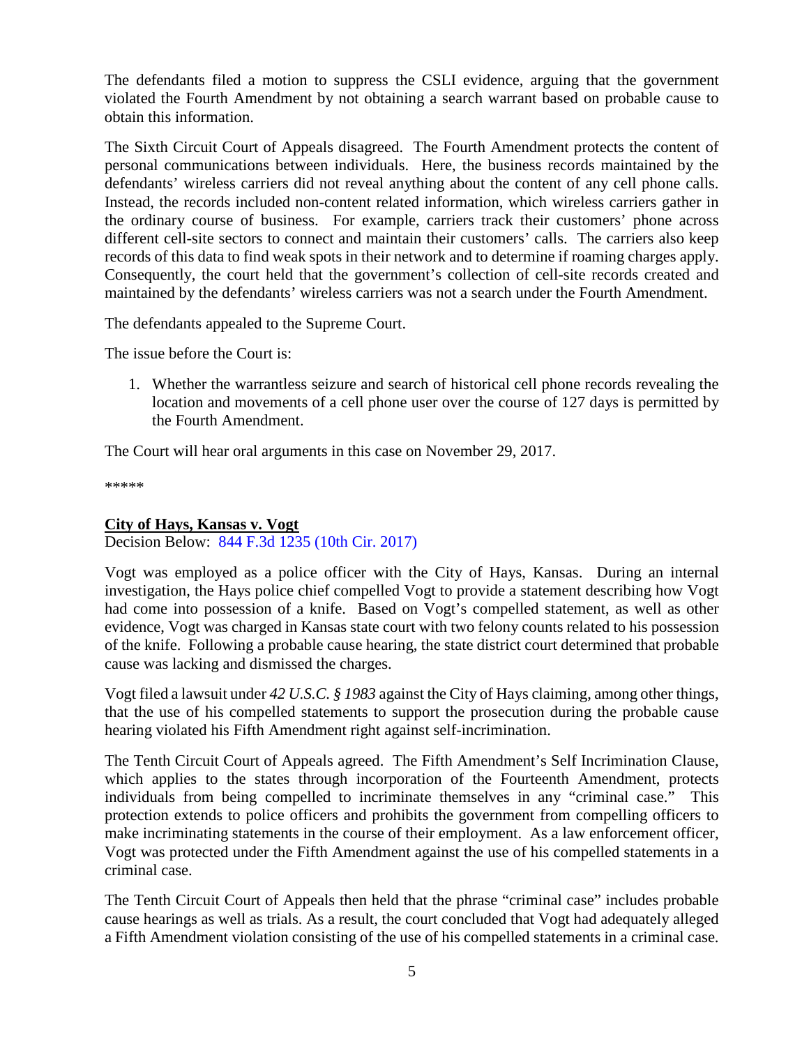The defendants filed a motion to suppress the CSLI evidence, arguing that the government violated the Fourth Amendment by not obtaining a search warrant based on probable cause to obtain this information.

The Sixth Circuit Court of Appeals disagreed. The Fourth Amendment protects the content of personal communications between individuals. Here, the business records maintained by the defendants' wireless carriers did not reveal anything about the content of any cell phone calls. Instead, the records included non-content related information, which wireless carriers gather in the ordinary course of business. For example, carriers track their customers' phone across different cell-site sectors to connect and maintain their customers' calls. The carriers also keep records of this data to find weak spots in their network and to determine if roaming charges apply. Consequently, the court held that the government's collection of cell-site records created and maintained by the defendants' wireless carriers was not a search under the Fourth Amendment.

The defendants appealed to the Supreme Court.

The issue before the Court is:

1. Whether the warrantless seizure and search of historical cell phone records revealing the location and movements of a cell phone user over the course of 127 days is permitted by the Fourth Amendment.

The Court will hear oral arguments in this case on November 29, 2017.

*****

**City of Hays, Kansas v. Vogt**

Decision Below: 844 F.3d 1235 (10th Cir. 2017)

Vogt was employed as a police officer with the City of Hays, Kansas. During an internal investigation, the Hays police chief compelled Vogt to provide a statement describing how Vogt had come into possession of a knife. Based on Vogt's compelled statement, as well as other evidence, Vogt was charged in Kansas state court with two felony counts related to his possession of the knife. Following a probable cause hearing, the state district court determined that probable cause was lacking and dismissed the charges.

Vogt filed a lawsuit under *42 U.S.C. § 1983* against the City of Hays claiming, among other things, that the use of his compelled statements to support the prosecution during the probable cause hearing violated his Fifth Amendment right against self-incrimination.

The Tenth Circuit Court of Appeals agreed. The Fifth Amendment's Self Incrimination Clause, which applies to the states through incorporation of the Fourteenth Amendment, protects individuals from being compelled to incriminate themselves in any "criminal case." This protection extends to police officers and prohibits the government from compelling officers to make incriminating statements in the course of their employment. As a law enforcement officer, Vogt was protected under the Fifth Amendment against the use of his compelled statements in a criminal case.

The Tenth Circuit Court of Appeals then held that the phrase "criminal case" includes probable cause hearings as well as trials. As a result, the court concluded that Vogt had adequately alleged a Fifth Amendment violation consisting of the use of his compelled statements in a criminal case.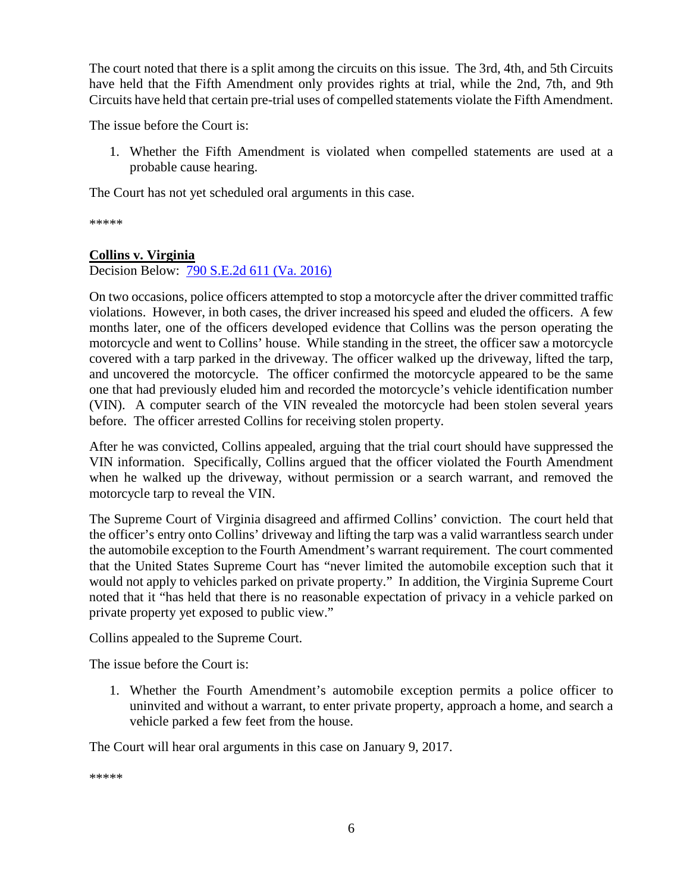The court noted that there is a split among the circuits on this issue. The 3rd, 4th, and 5th Circuits have held that the Fifth Amendment only provides rights at trial, while the 2nd, 7th, and 9th Circuits have held that certain pre-trial uses of compelled statements violate the Fifth Amendment.

The issue before the Court is:

1. Whether the Fifth Amendment is violated when compelled statements are used at a probable cause hearing.

The Court has not yet scheduled oral arguments in this case.

*****

**Collins v. Virginia**

Decision Below: 790 S.E.2d 611 (Va. 2016)

On two occasions, police officers attempted to stop a motorcycle after the driver committed traffic violations. However, in both cases, the driver increased his speed and eluded the officers. A few months later, one of the officers developed evidence that Collins was the person operating the motorcycle and went to Collins' house. While standing in the street, the officer saw a motorcycle covered with a tarp parked in the driveway. The officer walked up the driveway, lifted the tarp, and uncovered the motorcycle. The officer confirmed the motorcycle appeared to be the same one that had previously eluded him and recorded the motorcycle's vehicle identification number (VIN). A computer search of the VIN revealed the motorcycle had been stolen several years before. The officer arrested Collins for receiving stolen property.

After he was convicted, Collins appealed, arguing that the trial court should have suppressed the VIN information. Specifically, Collins argued that the officer violated the Fourth Amendment when he walked up the driveway, without permission or a search warrant, and removed the motorcycle tarp to reveal the VIN.

The Supreme Court of Virginia disagreed and affirmed Collins' conviction. The court held that the officer's entry onto Collins' driveway and lifting the tarp was a valid warrantless search under the automobile exception to the Fourth Amendment's warrant requirement. The court commented that the United States Supreme Court has "never limited the automobile exception such that it would not apply to vehicles parked on private property." In addition, the Virginia Supreme Court noted that it "has held that there is no reasonable expectation of privacy in a vehicle parked on private property yet exposed to public view."

Collins appealed to the Supreme Court.

The issue before the Court is:

1. Whether the Fourth Amendment's automobile exception permits a police officer to uninvited and without a warrant, to enter private property, approach a home, and search a vehicle parked a few feet from the house.

The Court will hear oral arguments in this case on January 9, 2017.

*****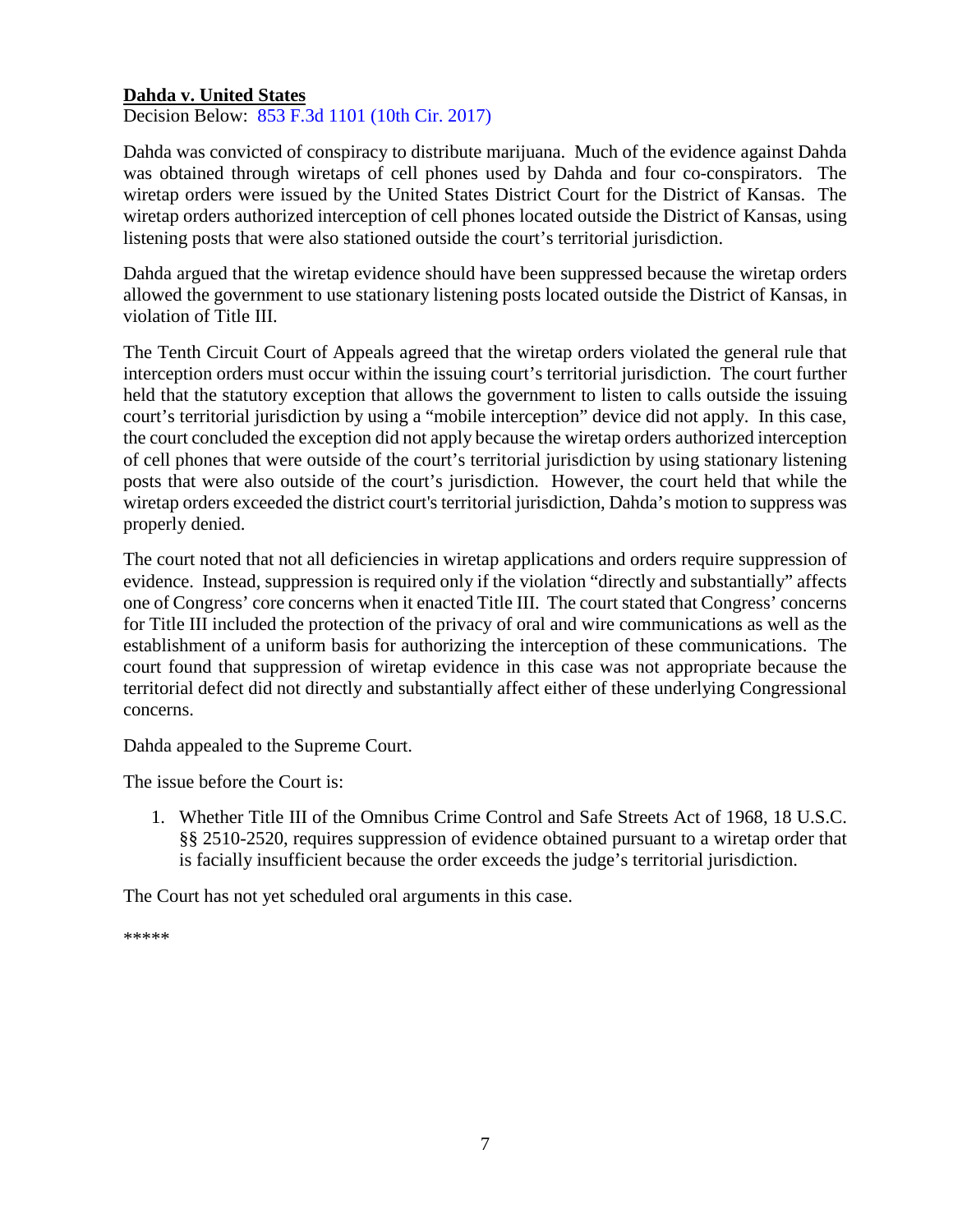**Dahda v. United States**

Decision Below: 853 F.3d 1101 (10th Cir. 2017)

Dahda was convicted of conspiracy to distribute marijuana. Much of the evidence against Dahda was obtained through wiretaps of cell phones used by Dahda and four co-conspirators. The wiretap orders were issued by the United States District Court for the District of Kansas. The wiretap orders authorized interception of cell phones located outside the District of Kansas, using listening posts that were also stationed outside the court's territorial jurisdiction.

Dahda argued that the wiretap evidence should have been suppressed because the wiretap orders allowed the government to use stationary listening posts located outside the District of Kansas, in violation of Title III.

The Tenth Circuit Court of Appeals agreed that the wiretap orders violated the general rule that interception orders must occur within the issuing court's territorial jurisdiction. The court further held that the statutory exception that allows the government to listen to calls outside the issuing court's territorial jurisdiction by using a "mobile interception" device did not apply. In this case, the court concluded the exception did not apply because the wiretap orders authorized interception of cell phones that were outside of the court's territorial jurisdiction by using stationary listening posts that were also outside of the court's jurisdiction. However, the court held that while the wiretap orders exceeded the district court's territorial jurisdiction, Dahda's motion to suppress was properly denied.

The court noted that not all deficiencies in wiretap applications and orders require suppression of evidence. Instead, suppression is required only if the violation "directly and substantially" affects one of Congress' core concerns when it enacted Title III. The court stated that Congress' concerns for Title III included the protection of the privacy of oral and wire communications as well as the establishment of a uniform basis for authorizing the interception of these communications. The court found that suppression of wiretap evidence in this case was not appropriate because the territorial defect did not directly and substantially affect either of these underlying Congressional concerns.

Dahda appealed to the Supreme Court.

The issue before the Court is:

1. Whether Title III of the Omnibus Crime Control and Safe Streets Act of 1968, 18 U.S.C. §§ 2510-2520, requires suppression of evidence obtained pursuant to a wiretap order that is facially insufficient because the order exceeds the judge's territorial jurisdiction.

The Court has not yet scheduled oral arguments in this case.

*****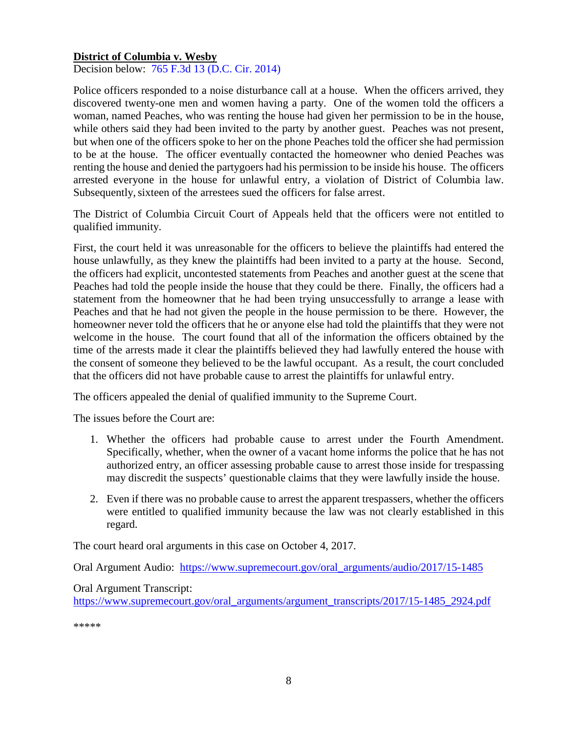**District of Columbia v. Wesby**

Decision below: 765 F.3d 13 (D.C. Cir. 2014)

Police officers responded to a noise disturbance call at a house. When the officers arrived, they discovered twenty-one men and women having a party. One of the women told the officers a woman, named Peaches, who was renting the house had given her permission to be in the house, while others said they had been invited to the party by another guest. Peaches was not present, but when one of the officers spoke to her on the phone Peaches told the officer she had permission to be at the house. The officer eventually contacted the homeowner who denied Peaches was renting the house and denied the partygoers had his permission to be inside his house. The officers arrested everyone in the house for unlawful entry, a violation of District of Columbia law. Subsequently, sixteen of the arrestees sued the officers for false arrest.

The District of Columbia Circuit Court of Appeals held that the officers were not entitled to qualified immunity.

First, the court held it was unreasonable for the officers to believe the plaintiffs had entered the house unlawfully, as they knew the plaintiffs had been invited to a party at the house. Second, the officers had explicit, uncontested statements from Peaches and another guest at the scene that Peaches had told the people inside the house that they could be there. Finally, the officers had a statement from the homeowner that he had been trying unsuccessfully to arrange a lease with Peaches and that he had not given the people in the house permission to be there. However, the homeowner never told the officers that he or anyone else had told the plaintiffs that they were not welcome in the house. The court found that all of the information the officers obtained by the time of the arrests made it clear the plaintiffs believed they had lawfully entered the house with the consent of someone they believed to be the lawful occupant. As a result, the court concluded that the officers did not have probable cause to arrest the plaintiffs for unlawful entry.

The officers appealed the denial of qualified immunity to the Supreme Court.

The issues before the Court are:

1. Whether the officers had probable cause to arrest under the Fourth Amendment. Specifically, whether, when the owner of a vacant home informs the police that he has not authorized entry, an officer assessing probable cause to arrest those inside for trespassing may discredit the suspects' questionable claims that they were lawfully inside the house.

2. Even if there was no probable cause to arrest the apparent trespassers, whether the officers were entitled to qualified immunity because the law was not clearly established in this regard.

The court heard oral arguments in this case on October 4, 2017.

Oral Argument Audio: https://www.supremecourt.gov/oral_arguments/audio/2017/15-1485

Oral Argument Transcript:
https://www.supremecourt.gov/oral_arguments/argument_transcripts/2017/15-1485_2924.pdf

*****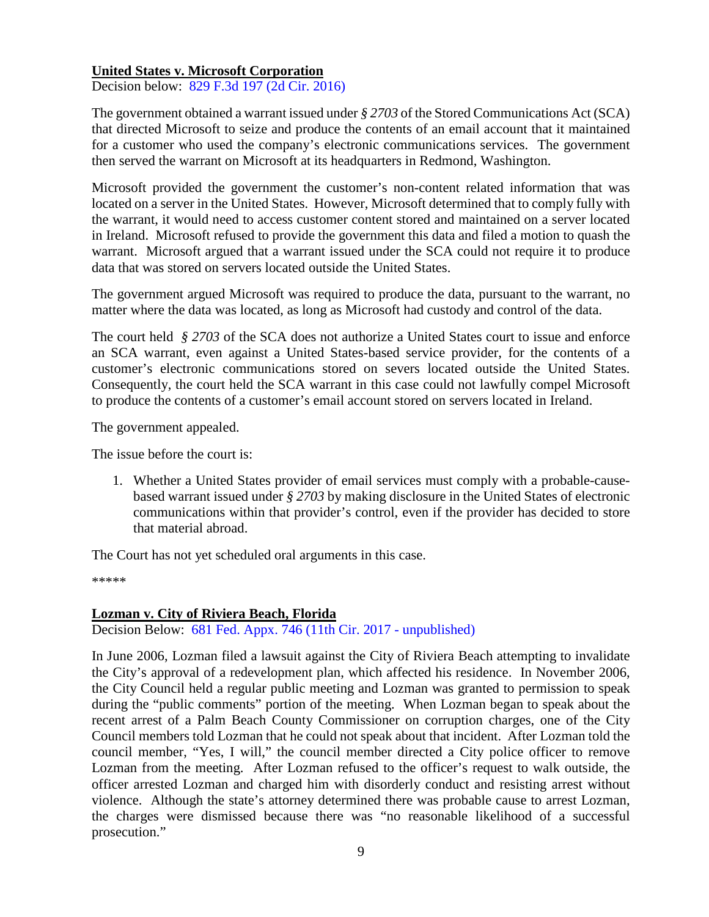**United States v. Microsoft Corporation**

Decision below: 829 F.3d 197 (2d Cir. 2016)

The government obtained a warrant issued under *§ 2703* of the Stored Communications Act (SCA) that directed Microsoft to seize and produce the contents of an email account that it maintained for a customer who used the company's electronic communications services. The government then served the warrant on Microsoft at its headquarters in Redmond, Washington.

Microsoft provided the government the customer's non-content related information that was located on a server in the United States. However, Microsoft determined that to comply fully with the warrant, it would need to access customer content stored and maintained on a server located in Ireland. Microsoft refused to provide the government this data and filed a motion to quash the warrant. Microsoft argued that a warrant issued under the SCA could not require it to produce data that was stored on servers located outside the United States.

The government argued Microsoft was required to produce the data, pursuant to the warrant, no matter where the data was located, as long as Microsoft had custody and control of the data.

The court held *§ 2703* of the SCA does not authorize a United States court to issue and enforce an SCA warrant, even against a United States-based service provider, for the contents of a customer's electronic communications stored on severs located outside the United States. Consequently, the court held the SCA warrant in this case could not lawfully compel Microsoft to produce the contents of a customer's email account stored on servers located in Ireland.

The government appealed.

The issue before the court is:

1. Whether a United States provider of email services must comply with a probable-cause-based warrant issued under *§ 2703* by making disclosure in the United States of electronic communications within that provider's control, even if the provider has decided to store that material abroad.

The Court has not yet scheduled oral arguments in this case.

*****

**Lozman v. City of Riviera Beach, Florida**

Decision Below: 681 Fed. Appx. 746 (11th Cir. 2017 - unpublished)

In June 2006, Lozman filed a lawsuit against the City of Riviera Beach attempting to invalidate the City's approval of a redevelopment plan, which affected his residence. In November 2006, the City Council held a regular public meeting and Lozman was granted to permission to speak during the "public comments" portion of the meeting. When Lozman began to speak about the recent arrest of a Palm Beach County Commissioner on corruption charges, one of the City Council members told Lozman that he could not speak about that incident. After Lozman told the council member, "Yes, I will," the council member directed a City police officer to remove Lozman from the meeting. After Lozman refused to the officer's request to walk outside, the officer arrested Lozman and charged him with disorderly conduct and resisting arrest without violence. Although the state's attorney determined there was probable cause to arrest Lozman, the charges were dismissed because there was "no reasonable likelihood of a successful prosecution."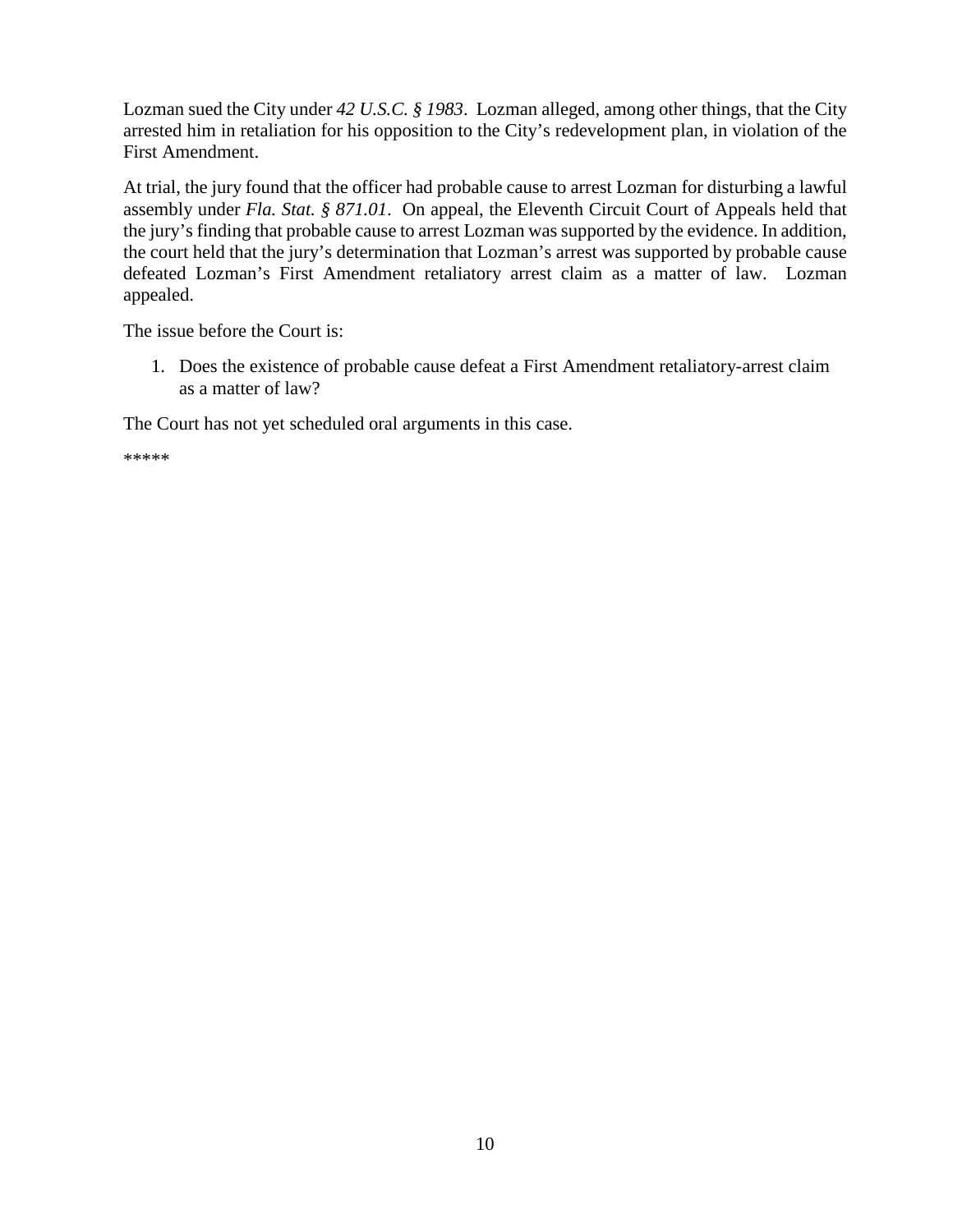Lozman sued the City under *42 U.S.C. § 1983*. Lozman alleged, among other things, that the City arrested him in retaliation for his opposition to the City's redevelopment plan, in violation of the First Amendment.

At trial, the jury found that the officer had probable cause to arrest Lozman for disturbing a lawful assembly under *Fla. Stat. § 871.01*. On appeal, the Eleventh Circuit Court of Appeals held that the jury's finding that probable cause to arrest Lozman was supported by the evidence. In addition, the court held that the jury's determination that Lozman's arrest was supported by probable cause defeated Lozman's First Amendment retaliatory arrest claim as a matter of law. Lozman appealed.

The issue before the Court is:

1. Does the existence of probable cause defeat a First Amendment retaliatory-arrest claim as a matter of law?

The Court has not yet scheduled oral arguments in this case.

*****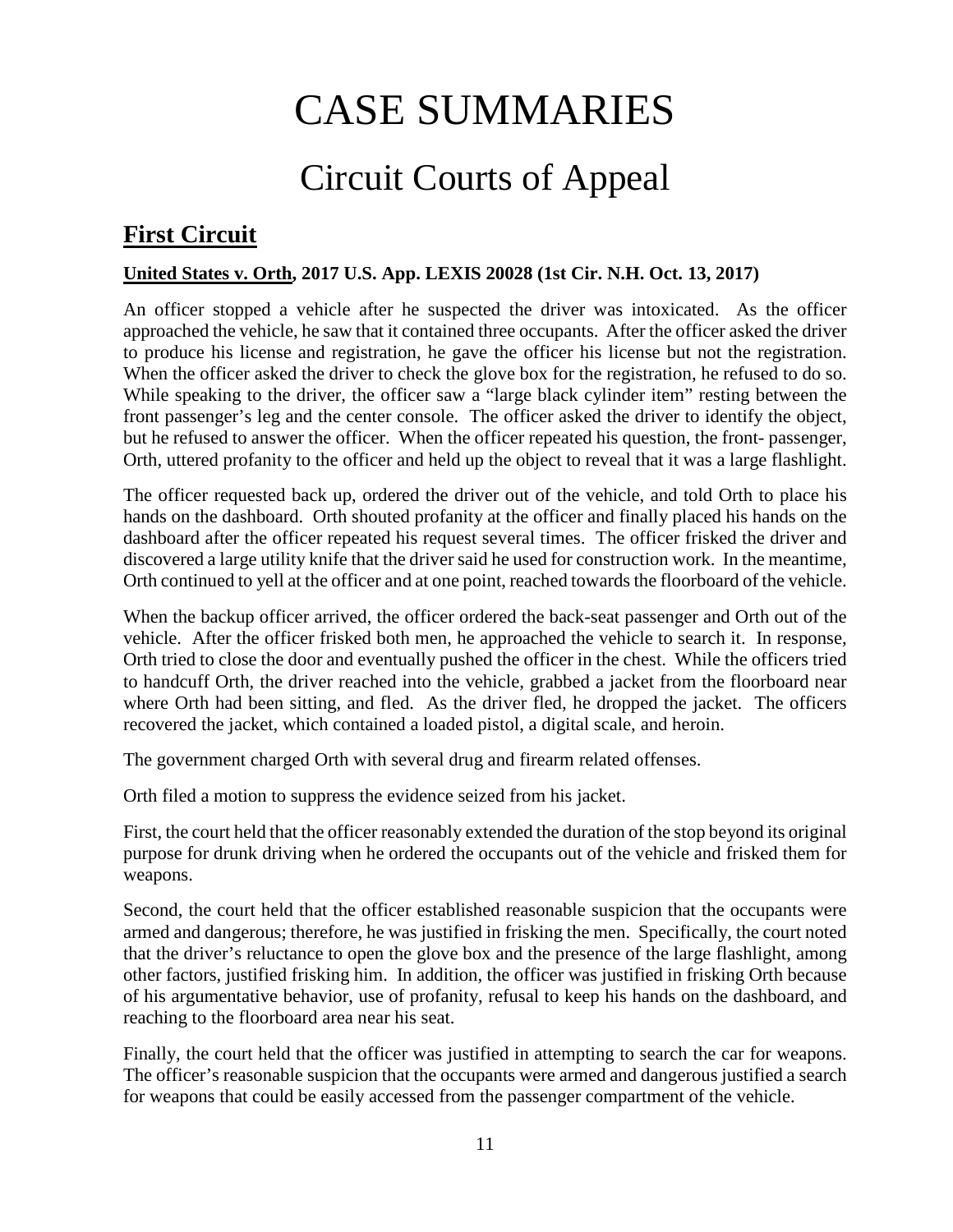# CASE SUMMARIES

## Circuit Courts of Appeal

### First Circuit

**United States v. Orth, 2017 U.S. App. LEXIS 20028 (1st Cir. N.H. Oct. 13, 2017)**

An officer stopped a vehicle after he suspected the driver was intoxicated. As the officer approached the vehicle, he saw that it contained three occupants. After the officer asked the driver to produce his license and registration, he gave the officer his license but not the registration. When the officer asked the driver to check the glove box for the registration, he refused to do so. While speaking to the driver, the officer saw a "large black cylinder item" resting between the front passenger's leg and the center console. The officer asked the driver to identify the object, but he refused to answer the officer. When the officer repeated his question, the front- passenger, Orth, uttered profanity to the officer and held up the object to reveal that it was a large flashlight.

The officer requested back up, ordered the driver out of the vehicle, and told Orth to place his hands on the dashboard. Orth shouted profanity at the officer and finally placed his hands on the dashboard after the officer repeated his request several times. The officer frisked the driver and discovered a large utility knife that the driver said he used for construction work. In the meantime, Orth continued to yell at the officer and at one point, reached towards the floorboard of the vehicle.

When the backup officer arrived, the officer ordered the back-seat passenger and Orth out of the vehicle. After the officer frisked both men, he approached the vehicle to search it. In response, Orth tried to close the door and eventually pushed the officer in the chest. While the officers tried to handcuff Orth, the driver reached into the vehicle, grabbed a jacket from the floorboard near where Orth had been sitting, and fled. As the driver fled, he dropped the jacket. The officers recovered the jacket, which contained a loaded pistol, a digital scale, and heroin.

The government charged Orth with several drug and firearm related offenses.

Orth filed a motion to suppress the evidence seized from his jacket.

First, the court held that the officer reasonably extended the duration of the stop beyond its original purpose for drunk driving when he ordered the occupants out of the vehicle and frisked them for weapons.

Second, the court held that the officer established reasonable suspicion that the occupants were armed and dangerous; therefore, he was justified in frisking the men. Specifically, the court noted that the driver's reluctance to open the glove box and the presence of the large flashlight, among other factors, justified frisking him. In addition, the officer was justified in frisking Orth because of his argumentative behavior, use of profanity, refusal to keep his hands on the dashboard, and reaching to the floorboard area near his seat.

Finally, the court held that the officer was justified in attempting to search the car for weapons. The officer's reasonable suspicion that the occupants were armed and dangerous justified a search for weapons that could be easily accessed from the passenger compartment of the vehicle.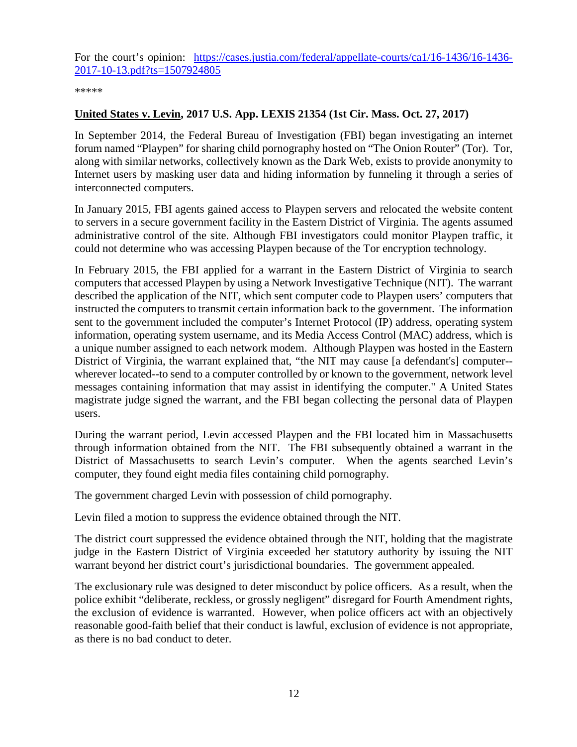For the court's opinion: [https://cases.justia.com/federal/appellate-courts/ca1/16-1436/16-1436-2017-10-13.pdf?ts=1507924805](https://cases.justia.com/federal/appellate-courts/ca1/16-1436/16-1436-2017-10-13.pdf?ts=1507924805)

*****

**United States v. Levin, 2017 U.S. App. LEXIS 21354 (1st Cir. Mass. Oct. 27, 2017)**

In September 2014, the Federal Bureau of Investigation (FBI) began investigating an internet forum named "Playpen" for sharing child pornography hosted on "The Onion Router" (Tor). Tor, along with similar networks, collectively known as the Dark Web, exists to provide anonymity to Internet users by masking user data and hiding information by funneling it through a series of interconnected computers.

In January 2015, FBI agents gained access to Playpen servers and relocated the website content to servers in a secure government facility in the Eastern District of Virginia. The agents assumed administrative control of the site. Although FBI investigators could monitor Playpen traffic, it could not determine who was accessing Playpen because of the Tor encryption technology.

In February 2015, the FBI applied for a warrant in the Eastern District of Virginia to search computers that accessed Playpen by using a Network Investigative Technique (NIT). The warrant described the application of the NIT, which sent computer code to Playpen users' computers that instructed the computers to transmit certain information back to the government. The information sent to the government included the computer's Internet Protocol (IP) address, operating system information, operating system username, and its Media Access Control (MAC) address, which is a unique number assigned to each network modem. Although Playpen was hosted in the Eastern District of Virginia, the warrant explained that, "the NIT may cause [a defendant's] computer--wherever located--to send to a computer controlled by or known to the government, network level messages containing information that may assist in identifying the computer." A United States magistrate judge signed the warrant, and the FBI began collecting the personal data of Playpen users.

During the warrant period, Levin accessed Playpen and the FBI located him in Massachusetts through information obtained from the NIT. The FBI subsequently obtained a warrant in the District of Massachusetts to search Levin's computer. When the agents searched Levin's computer, they found eight media files containing child pornography.

The government charged Levin with possession of child pornography.

Levin filed a motion to suppress the evidence obtained through the NIT.

The district court suppressed the evidence obtained through the NIT, holding that the magistrate judge in the Eastern District of Virginia exceeded her statutory authority by issuing the NIT warrant beyond her district court's jurisdictional boundaries. The government appealed.

The exclusionary rule was designed to deter misconduct by police officers. As a result, when the police exhibit "deliberate, reckless, or grossly negligent" disregard for Fourth Amendment rights, the exclusion of evidence is warranted. However, when police officers act with an objectively reasonable good-faith belief that their conduct is lawful, exclusion of evidence is not appropriate, as there is no bad conduct to deter.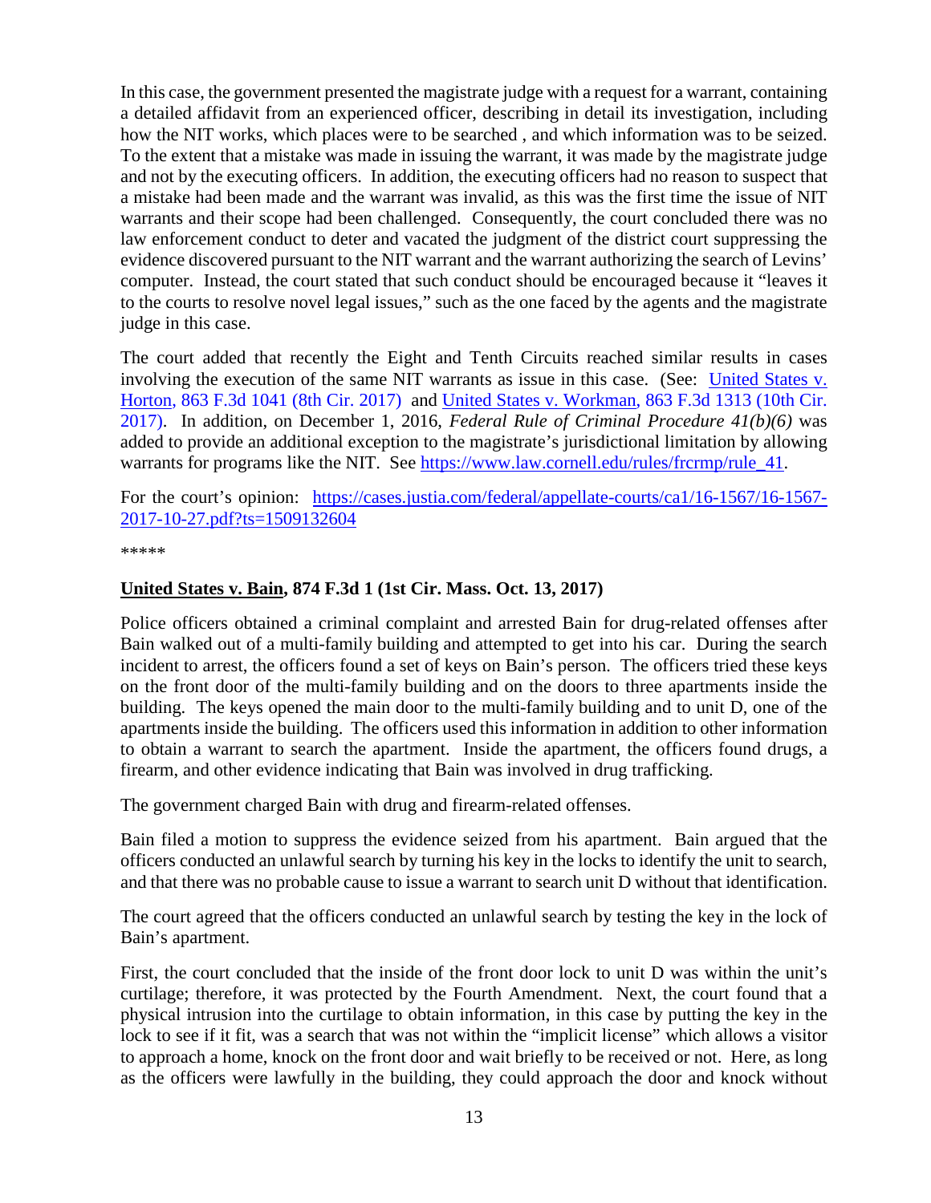In this case, the government presented the magistrate judge with a request for a warrant, containing a detailed affidavit from an experienced officer, describing in detail its investigation, including how the NIT works, which places were to be searched , and which information was to be seized. To the extent that a mistake was made in issuing the warrant, it was made by the magistrate judge and not by the executing officers. In addition, the executing officers had no reason to suspect that a mistake had been made and the warrant was invalid, as this was the first time the issue of NIT warrants and their scope had been challenged. Consequently, the court concluded there was no law enforcement conduct to deter and vacated the judgment of the district court suppressing the evidence discovered pursuant to the NIT warrant and the warrant authorizing the search of Levins' computer. Instead, the court stated that such conduct should be encouraged because it "leaves it to the courts to resolve novel legal issues," such as the one faced by the agents and the magistrate judge in this case.

The court added that recently the Eight and Tenth Circuits reached similar results in cases involving the execution of the same NIT warrants as issue in this case. (See: [United States v. Horton, 863 F.3d 1041 (8th Cir. 2017)] and [United States v. Workman, 863 F.3d 1313 (10th Cir. 2017)]. In addition, on December 1, 2016, *Federal Rule of Criminal Procedure 41(b)(6)* was added to provide an additional exception to the magistrate's jurisdictional limitation by allowing warrants for programs like the NIT. See https://www.law.cornell.edu/rules/frcrmp/rule_41.

For the court's opinion: https://cases.justia.com/federal/appellate-courts/ca1/16-1567/16-1567-2017-10-27.pdf?ts=1509132604

*****

**United States v. Bain, 874 F.3d 1 (1st Cir. Mass. Oct. 13, 2017)**

Police officers obtained a criminal complaint and arrested Bain for drug-related offenses after Bain walked out of a multi-family building and attempted to get into his car. During the search incident to arrest, the officers found a set of keys on Bain's person. The officers tried these keys on the front door of the multi-family building and on the doors to three apartments inside the building. The keys opened the main door to the multi-family building and to unit D, one of the apartments inside the building. The officers used this information in addition to other information to obtain a warrant to search the apartment. Inside the apartment, the officers found drugs, a firearm, and other evidence indicating that Bain was involved in drug trafficking.

The government charged Bain with drug and firearm-related offenses.

Bain filed a motion to suppress the evidence seized from his apartment. Bain argued that the officers conducted an unlawful search by turning his key in the locks to identify the unit to search, and that there was no probable cause to issue a warrant to search unit D without that identification.

The court agreed that the officers conducted an unlawful search by testing the key in the lock of Bain's apartment.

First, the court concluded that the inside of the front door lock to unit D was within the unit's curtilage; therefore, it was protected by the Fourth Amendment. Next, the court found that a physical intrusion into the curtilage to obtain information, in this case by putting the key in the lock to see if it fit, was a search that was not within the "implicit license" which allows a visitor to approach a home, knock on the front door and wait briefly to be received or not. Here, as long as the officers were lawfully in the building, they could approach the door and knock without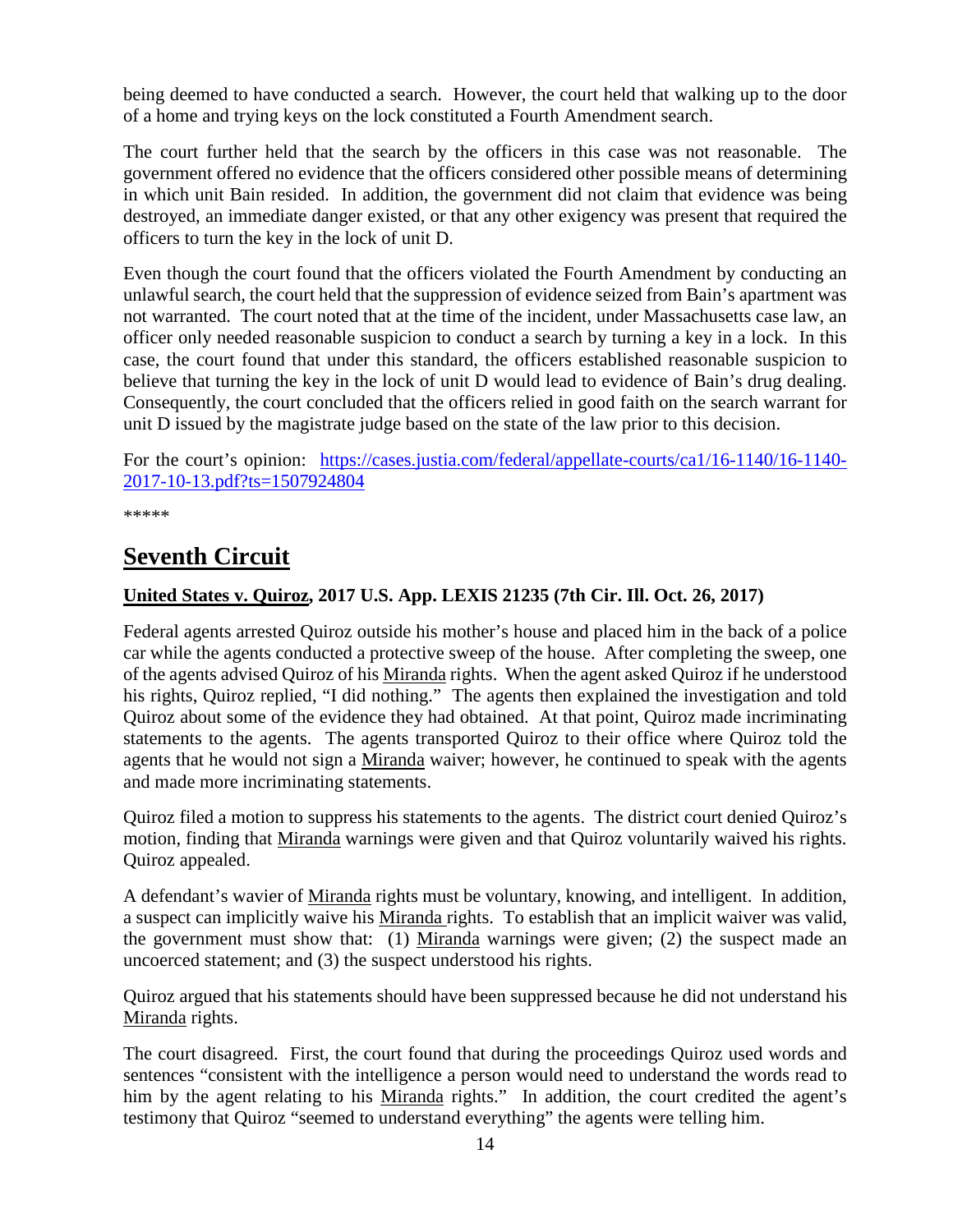being deemed to have conducted a search. However, the court held that walking up to the door of a home and trying keys on the lock constituted a Fourth Amendment search.

The court further held that the search by the officers in this case was not reasonable. The government offered no evidence that the officers considered other possible means of determining in which unit Bain resided. In addition, the government did not claim that evidence was being destroyed, an immediate danger existed, or that any other exigency was present that required the officers to turn the key in the lock of unit D.

Even though the court found that the officers violated the Fourth Amendment by conducting an unlawful search, the court held that the suppression of evidence seized from Bain's apartment was not warranted. The court noted that at the time of the incident, under Massachusetts case law, an officer only needed reasonable suspicion to conduct a search by turning a key in a lock. In this case, the court found that under this standard, the officers established reasonable suspicion to believe that turning the key in the lock of unit D would lead to evidence of Bain's drug dealing. Consequently, the court concluded that the officers relied in good faith on the search warrant for unit D issued by the magistrate judge based on the state of the law prior to this decision.

For the court's opinion: [https://cases.justia.com/federal/appellate-courts/ca1/16-1140/16-1140-2017-10-13.pdf?ts=1507924804](https://cases.justia.com/federal/appellate-courts/ca1/16-1140/16-1140-2017-10-13.pdf?ts=1507924804)

*****

## Seventh Circuit

### United States v. Quiroz, 2017 U.S. App. LEXIS 21235 (7th Cir. Ill. Oct. 26, 2017)

Federal agents arrested Quiroz outside his mother's house and placed him in the back of a police car while the agents conducted a protective sweep of the house. After completing the sweep, one of the agents advised Quiroz of his Miranda rights. When the agent asked Quiroz if he understood his rights, Quiroz replied, "I did nothing." The agents then explained the investigation and told Quiroz about some of the evidence they had obtained. At that point, Quiroz made incriminating statements to the agents. The agents transported Quiroz to their office where Quiroz told the agents that he would not sign a Miranda waiver; however, he continued to speak with the agents and made more incriminating statements.

Quiroz filed a motion to suppress his statements to the agents. The district court denied Quiroz's motion, finding that Miranda warnings were given and that Quiroz voluntarily waived his rights. Quiroz appealed.

A defendant's wavier of Miranda rights must be voluntary, knowing, and intelligent. In addition, a suspect can implicitly waive his Miranda rights. To establish that an implicit waiver was valid, the government must show that: (1) Miranda warnings were given; (2) the suspect made an uncoerced statement; and (3) the suspect understood his rights.

Quiroz argued that his statements should have been suppressed because he did not understand his Miranda rights.

The court disagreed. First, the court found that during the proceedings Quiroz used words and sentences "consistent with the intelligence a person would need to understand the words read to him by the agent relating to his Miranda rights." In addition, the court credited the agent's testimony that Quiroz "seemed to understand everything" the agents were telling him.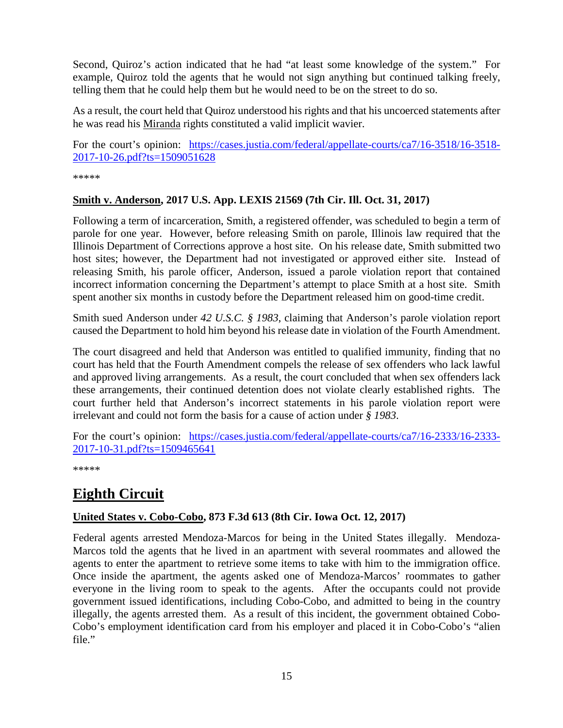Second, Quiroz's action indicated that he had "at least some knowledge of the system." For example, Quiroz told the agents that he would not sign anything but continued talking freely, telling them that he could help them but he would need to be on the street to do so.

As a result, the court held that Quiroz understood his rights and that his uncoerced statements after he was read his Miranda rights constituted a valid implicit wavier.

For the court's opinion: [https://cases.justia.com/federal/appellate-courts/ca7/16-3518/16-3518-2017-10-26.pdf?ts=1509051628](https://cases.justia.com/federal/appellate-courts/ca7/16-3518/16-3518-2017-10-26.pdf?ts=1509051628)

*****

### Smith v. Anderson, 2017 U.S. App. LEXIS 21569 (7th Cir. Ill. Oct. 31, 2017)

Following a term of incarceration, Smith, a registered offender, was scheduled to begin a term of parole for one year. However, before releasing Smith on parole, Illinois law required that the Illinois Department of Corrections approve a host site. On his release date, Smith submitted two host sites; however, the Department had not investigated or approved either site. Instead of releasing Smith, his parole officer, Anderson, issued a parole violation report that contained incorrect information concerning the Department's attempt to place Smith at a host site. Smith spent another six months in custody before the Department released him on good-time credit.

Smith sued Anderson under *42 U.S.C. § 1983*, claiming that Anderson's parole violation report caused the Department to hold him beyond his release date in violation of the Fourth Amendment.

The court disagreed and held that Anderson was entitled to qualified immunity, finding that no court has held that the Fourth Amendment compels the release of sex offenders who lack lawful and approved living arrangements. As a result, the court concluded that when sex offenders lack these arrangements, their continued detention does not violate clearly established rights. The court further held that Anderson's incorrect statements in his parole violation report were irrelevant and could not form the basis for a cause of action under *§ 1983*.

For the court's opinion: [https://cases.justia.com/federal/appellate-courts/ca7/16-2333/16-2333-2017-10-31.pdf?ts=1509465641](https://cases.justia.com/federal/appellate-courts/ca7/16-2333/16-2333-2017-10-31.pdf?ts=1509465641)

*****

## Eighth Circuit

### United States v. Cobo-Cobo, 873 F.3d 613 (8th Cir. Iowa Oct. 12, 2017)

Federal agents arrested Mendoza-Marcos for being in the United States illegally. Mendoza-Marcos told the agents that he lived in an apartment with several roommates and allowed the agents to enter the apartment to retrieve some items to take with him to the immigration office. Once inside the apartment, the agents asked one of Mendoza-Marcos' roommates to gather everyone in the living room to speak to the agents. After the occupants could not provide government issued identifications, including Cobo-Cobo, and admitted to being in the country illegally, the agents arrested them. As a result of this incident, the government obtained Cobo-Cobo's employment identification card from his employer and placed it in Cobo-Cobo's "alien file."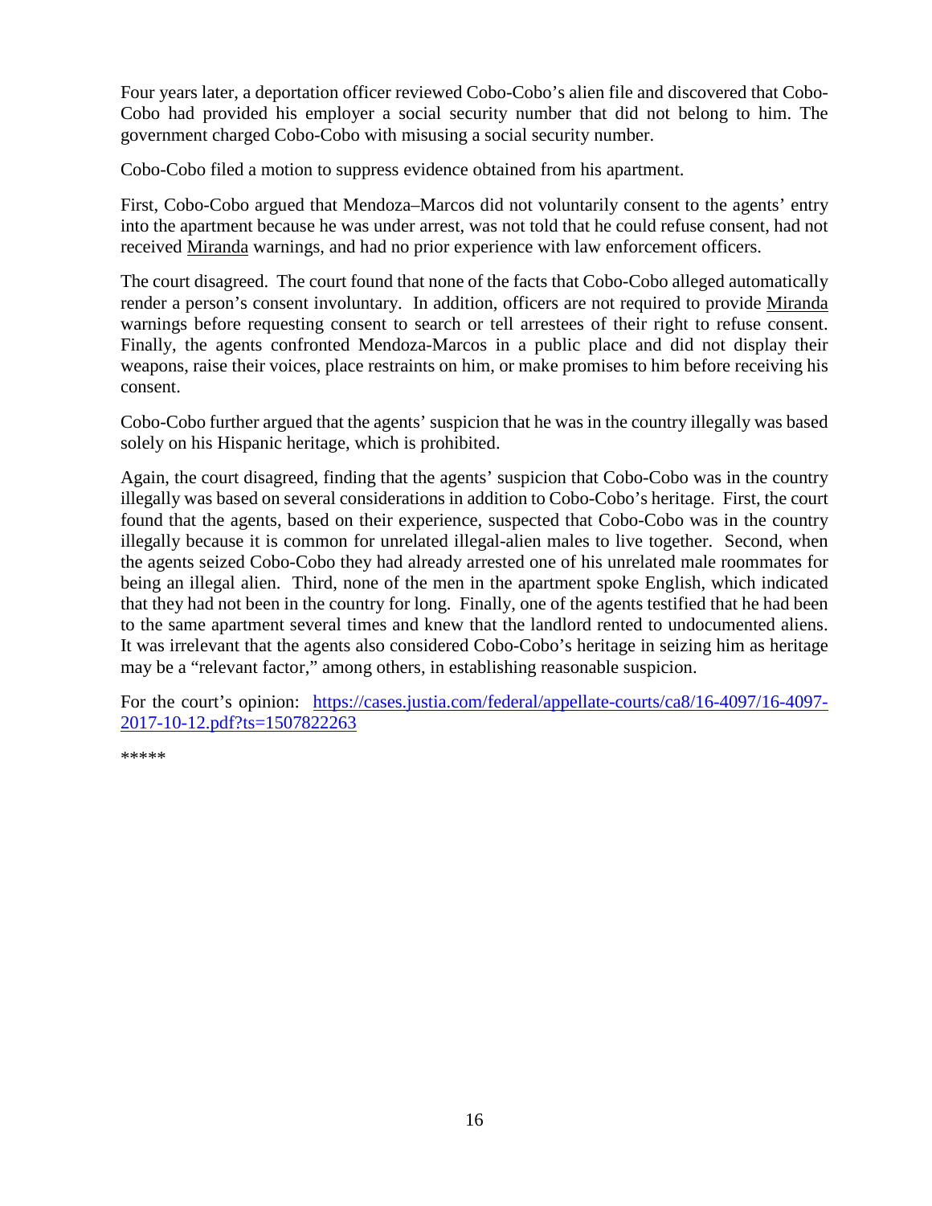Four years later, a deportation officer reviewed Cobo-Cobo's alien file and discovered that Cobo-Cobo had provided his employer a social security number that did not belong to him. The government charged Cobo-Cobo with misusing a social security number.

Cobo-Cobo filed a motion to suppress evidence obtained from his apartment.

First, Cobo-Cobo argued that Mendoza–Marcos did not voluntarily consent to the agents' entry into the apartment because he was under arrest, was not told that he could refuse consent, had not received Miranda warnings, and had no prior experience with law enforcement officers.

The court disagreed. The court found that none of the facts that Cobo-Cobo alleged automatically render a person's consent involuntary. In addition, officers are not required to provide Miranda warnings before requesting consent to search or tell arrestees of their right to refuse consent. Finally, the agents confronted Mendoza-Marcos in a public place and did not display their weapons, raise their voices, place restraints on him, or make promises to him before receiving his consent.

Cobo-Cobo further argued that the agents' suspicion that he was in the country illegally was based solely on his Hispanic heritage, which is prohibited.

Again, the court disagreed, finding that the agents' suspicion that Cobo-Cobo was in the country illegally was based on several considerations in addition to Cobo-Cobo's heritage. First, the court found that the agents, based on their experience, suspected that Cobo-Cobo was in the country illegally because it is common for unrelated illegal-alien males to live together. Second, when the agents seized Cobo-Cobo they had already arrested one of his unrelated male roommates for being an illegal alien. Third, none of the men in the apartment spoke English, which indicated that they had not been in the country for long. Finally, one of the agents testified that he had been to the same apartment several times and knew that the landlord rented to undocumented aliens. It was irrelevant that the agents also considered Cobo-Cobo's heritage in seizing him as heritage may be a "relevant factor," among others, in establishing reasonable suspicion.

For the court's opinion: https://cases.justia.com/federal/appellate-courts/ca8/16-4097/16-4097-2017-10-12.pdf?ts=1507822263

*****